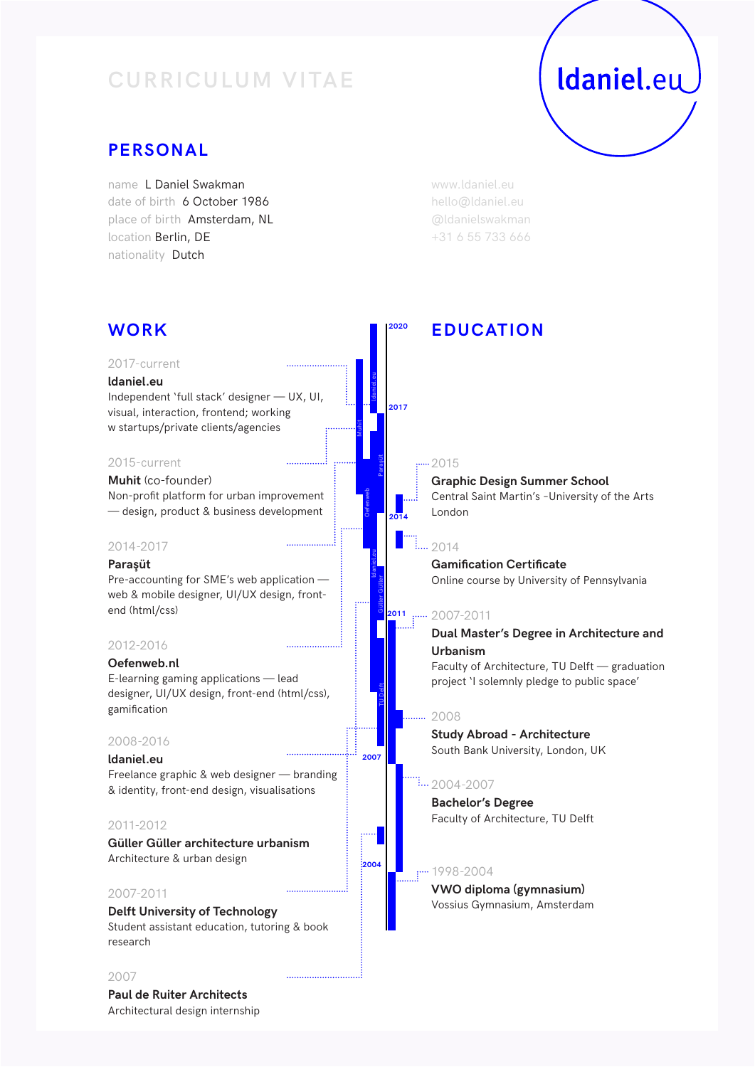# CURRICULUM VITAE

ldaniel.eu

## PERSONAL

name L Daniel Swakman
date of birth 6 October 1986
place of birth Amsterdam, NL
location Berlin, DE
nationality Dutch

www.ldaniel.eu
hello@ldaniel.eu
@ldanielswakman
+31 6 55 733 666

## WORK

2017-current
**ldaniel.eu**
Independent 'full stack' designer — UX, UI, visual, interaction, frontend; working w startups/private clients/agencies

2015-current
**Muhit** (co-founder)
Non-profit platform for urban improvement — design, product & business development

2014-2017
**Paraşüt**
Pre-accounting for SME's web application — web & mobile designer, UI/UX design, front-end (html/css)

2012-2016
**Oefenweb.nl**
E-learning gaming applications — lead designer, UI/UX design, front-end (html/css), gamification

2008-2016
**ldaniel.eu**
Freelance graphic & web designer — branding & identity, front-end design, visualisations

2011-2012
**Güller Güller architecture urbanism**
Architecture & urban design

2007-2011
**Delft University of Technology**
Student assistant education, tutoring & book research

2007
**Paul de Ruiter Architects**
Architectural design internship

## EDUCATION

2015
**Graphic Design Summer School**
Central Saint Martin's -University of the Arts London

2014
**Gamification Certificate**
Online course by University of Pennsylvania

2007-2011
**Dual Master's Degree in Architecture and Urbanism**
Faculty of Architecture, TU Delft — graduation project 'I solemnly pledge to public space'

2008
**Study Abroad - Architecture**
South Bank University, London, UK

2004-2007
**Bachelor's Degree**
Faculty of Architecture, TU Delft

1998-2004
**VWO diploma (gymnasium)**
Vossius Gymnasium, Amsterdam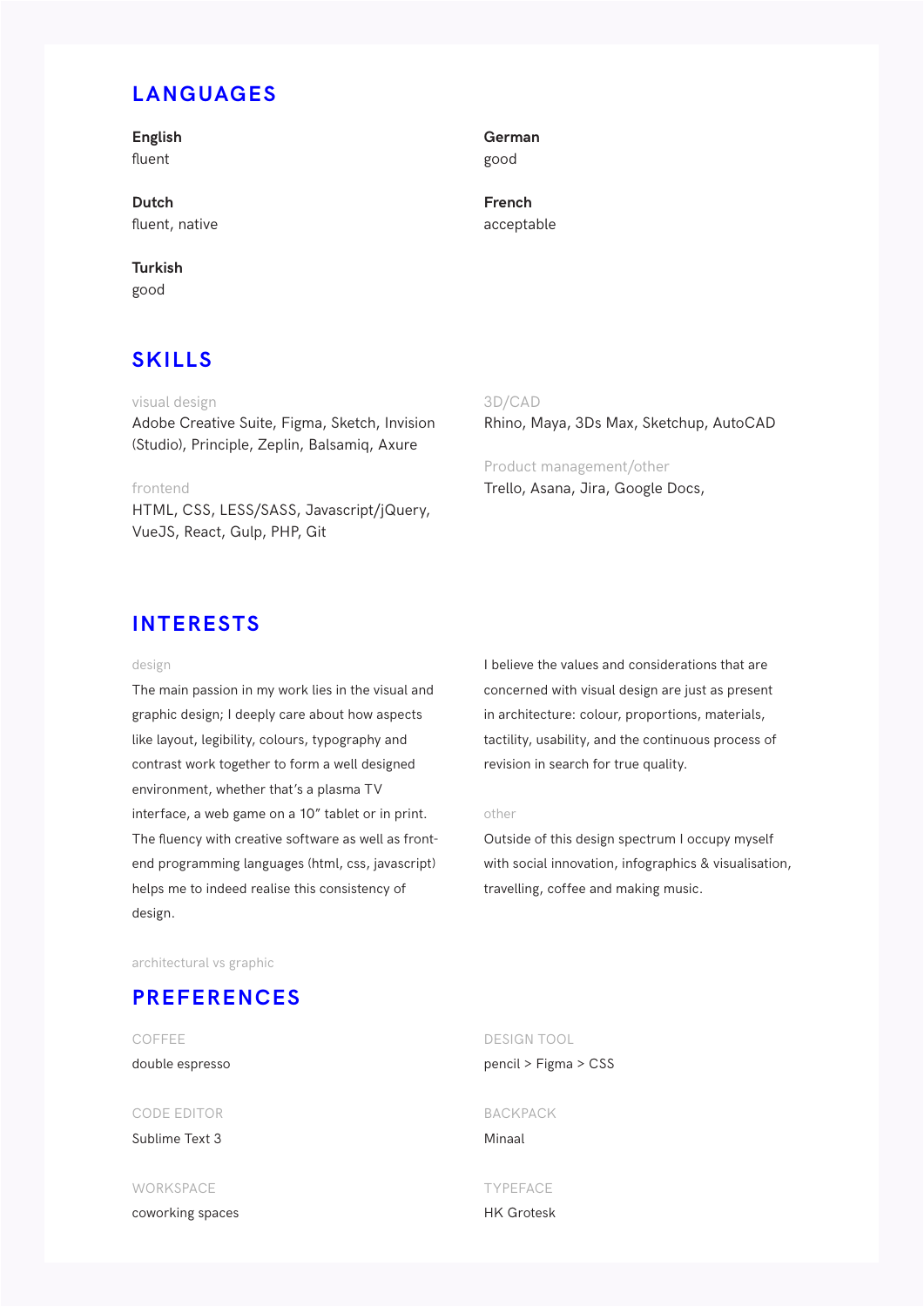## LANGUAGES

**English**
fluent

**Dutch**
fluent, native

**Turkish**
good

**German**
good

**French**
acceptable

## SKILLS

visual design
Adobe Creative Suite, Figma, Sketch, Invision (Studio), Principle, Zeplin, Balsamiq, Axure

frontend
HTML, CSS, LESS/SASS, Javascript/jQuery, VueJS, React, Gulp, PHP, Git

3D/CAD
Rhino, Maya, 3Ds Max, Sketchup, AutoCAD

Product management/other
Trello, Asana, Jira, Google Docs,

## INTERESTS

design
The main passion in my work lies in the visual and graphic design; I deeply care about how aspects like layout, legibility, colours, typography and contrast work together to form a well designed environment, whether that's a plasma TV interface, a web game on a 10" tablet or in print. The fluency with creative software as well as front-end programming languages (html, css, javascript) helps me to indeed realise this consistency of design.

I believe the values and considerations that are concerned with visual design are just as present in architecture: colour, proportions, materials, tactility, usability, and the continuous process of revision in search for true quality.

other
Outside of this design spectrum I occupy myself with social innovation, infographics & visualisation, travelling, coffee and making music.

architectural vs graphic

## PREFERENCES

COFFEE
double espresso

CODE EDITOR
Sublime Text 3

WORKSPACE
coworking spaces

DESIGN TOOL
pencil > Figma > CSS

BACKPACK
Minaal

TYPEFACE
HK Grotesk